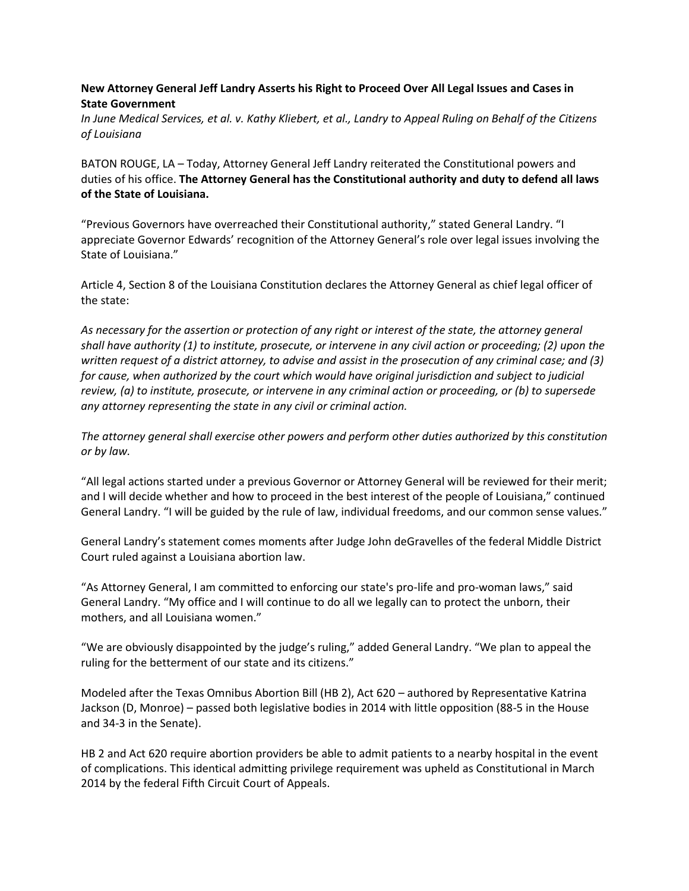**New Attorney General Jeff Landry Asserts his Right to Proceed Over All Legal Issues and Cases in State Government**

*In June Medical Services, et al. v. Kathy Kliebert, et al., Landry to Appeal Ruling on Behalf of the Citizens of Louisiana*

BATON ROUGE, LA – Today, Attorney General Jeff Landry reiterated the Constitutional powers and duties of his office. **The Attorney General has the Constitutional authority and duty to defend all laws of the State of Louisiana.**

"Previous Governors have overreached their Constitutional authority," stated General Landry. "I appreciate Governor Edwards' recognition of the Attorney General's role over legal issues involving the State of Louisiana."

Article 4, Section 8 of the Louisiana Constitution declares the Attorney General as chief legal officer of the state:

*As necessary for the assertion or protection of any right or interest of the state, the attorney general shall have authority (1) to institute, prosecute, or intervene in any civil action or proceeding; (2) upon the written request of a district attorney, to advise and assist in the prosecution of any criminal case; and (3) for cause, when authorized by the court which would have original jurisdiction and subject to judicial review, (a) to institute, prosecute, or intervene in any criminal action or proceeding, or (b) to supersede any attorney representing the state in any civil or criminal action.*

*The attorney general shall exercise other powers and perform other duties authorized by this constitution or by law.*

"All legal actions started under a previous Governor or Attorney General will be reviewed for their merit; and I will decide whether and how to proceed in the best interest of the people of Louisiana," continued General Landry. "I will be guided by the rule of law, individual freedoms, and our common sense values."

General Landry's statement comes moments after Judge John deGravelles of the federal Middle District Court ruled against a Louisiana abortion law.

"As Attorney General, I am committed to enforcing our state's pro-life and pro-woman laws," said General Landry. "My office and I will continue to do all we legally can to protect the unborn, their mothers, and all Louisiana women."

"We are obviously disappointed by the judge's ruling," added General Landry. "We plan to appeal the ruling for the betterment of our state and its citizens."

Modeled after the Texas Omnibus Abortion Bill (HB 2), Act 620 – authored by Representative Katrina Jackson (D, Monroe) – passed both legislative bodies in 2014 with little opposition (88-5 in the House and 34-3 in the Senate).

HB 2 and Act 620 require abortion providers be able to admit patients to a nearby hospital in the event of complications. This identical admitting privilege requirement was upheld as Constitutional in March 2014 by the federal Fifth Circuit Court of Appeals.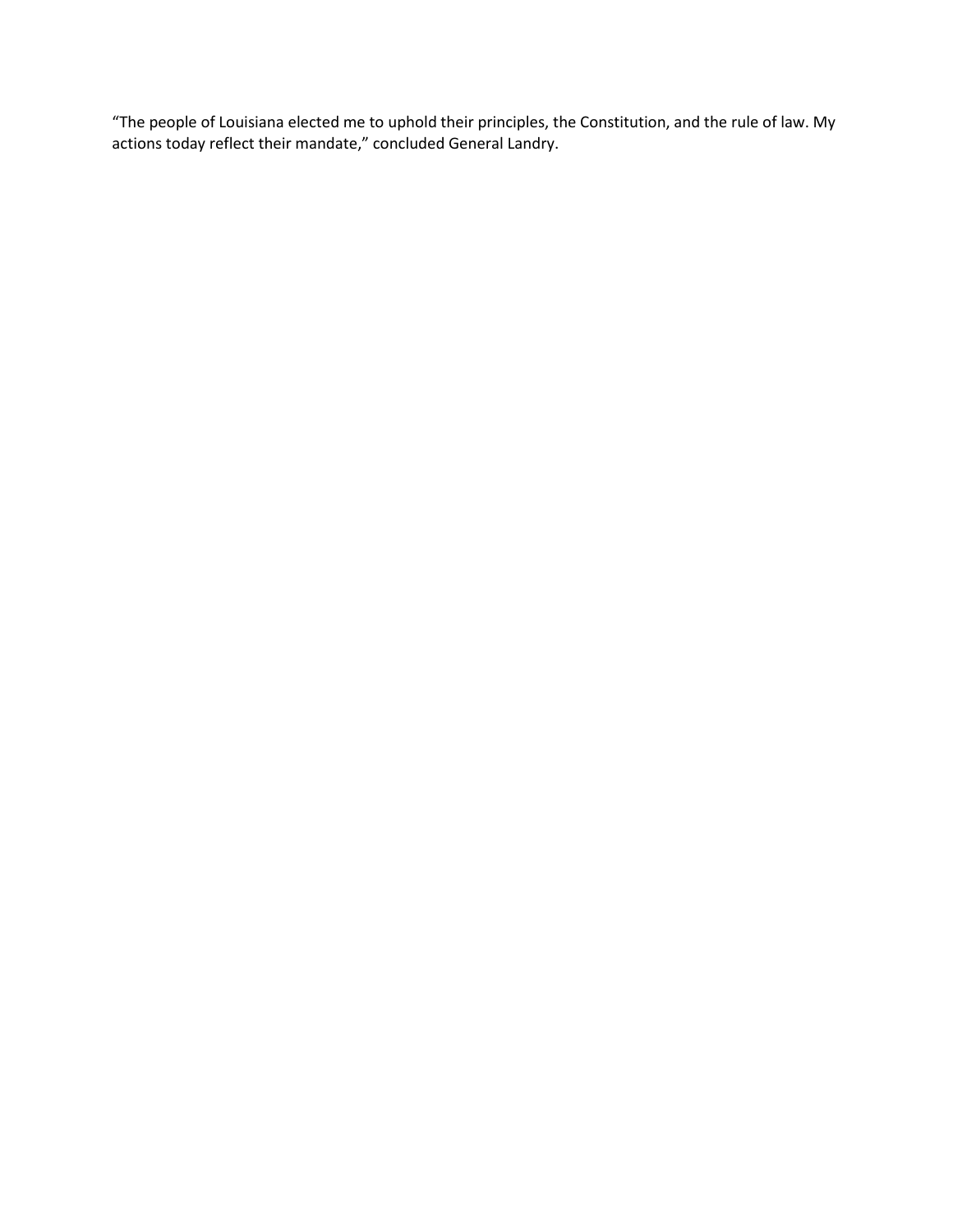“The people of Louisiana elected me to uphold their principles, the Constitution, and the rule of law. My actions today reflect their mandate,” concluded General Landry.